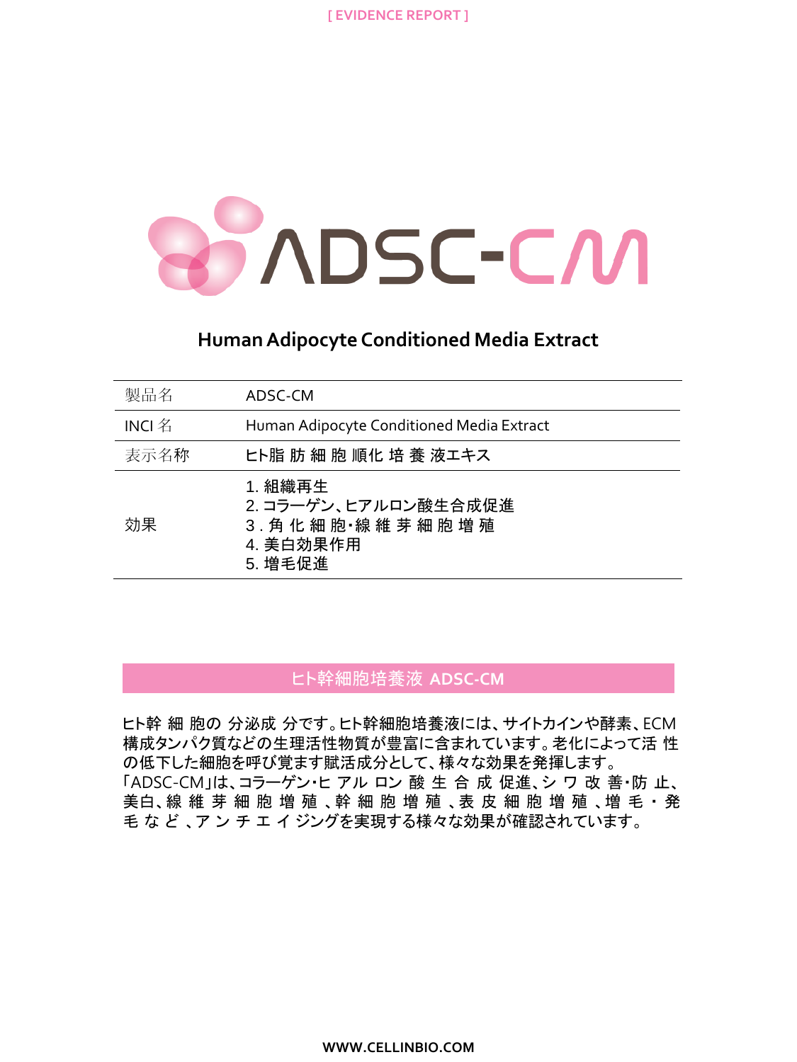[ EVIDENCE REPORT ]

# ADSC-CM

## Human Adipocyte Conditioned Media Extract

| 製品名 | ADSC-CM |
| --- | --- |
| INCI 名 | Human Adipocyte Conditioned Media Extract |
| 表示名称 | ヒト脂肪細胞順化培養液エキス |
| 効果 | 1. 組織再生<br>2. コラーゲン、ヒアルロン酸生合成促進<br>3. 角化細胞・線維芽細胞増殖<br>4. 美白効果作用<br>5. 増毛促進 |

## ヒト幹細胞培養液 ADSC-CM

ヒト幹細胞の分泌成分です。ヒト幹細胞培養液には、サイトカインや酵素、ECM構成タンパク質などの生理活性物質が豊富に含まれています。老化によって活性の低下した細胞を呼び覚ます賦活成分として、様々な効果を発揮します。
「ADSC-CM」は、コラーゲン・ヒアルロン酸生合成促進、シワ改善・防止、美白、線維芽細胞増殖、幹細胞増殖、表皮細胞増殖、増毛・発毛など、アンチエイジングを実現する様々な効果が確認されています。

WWW.CELLINBIO.COM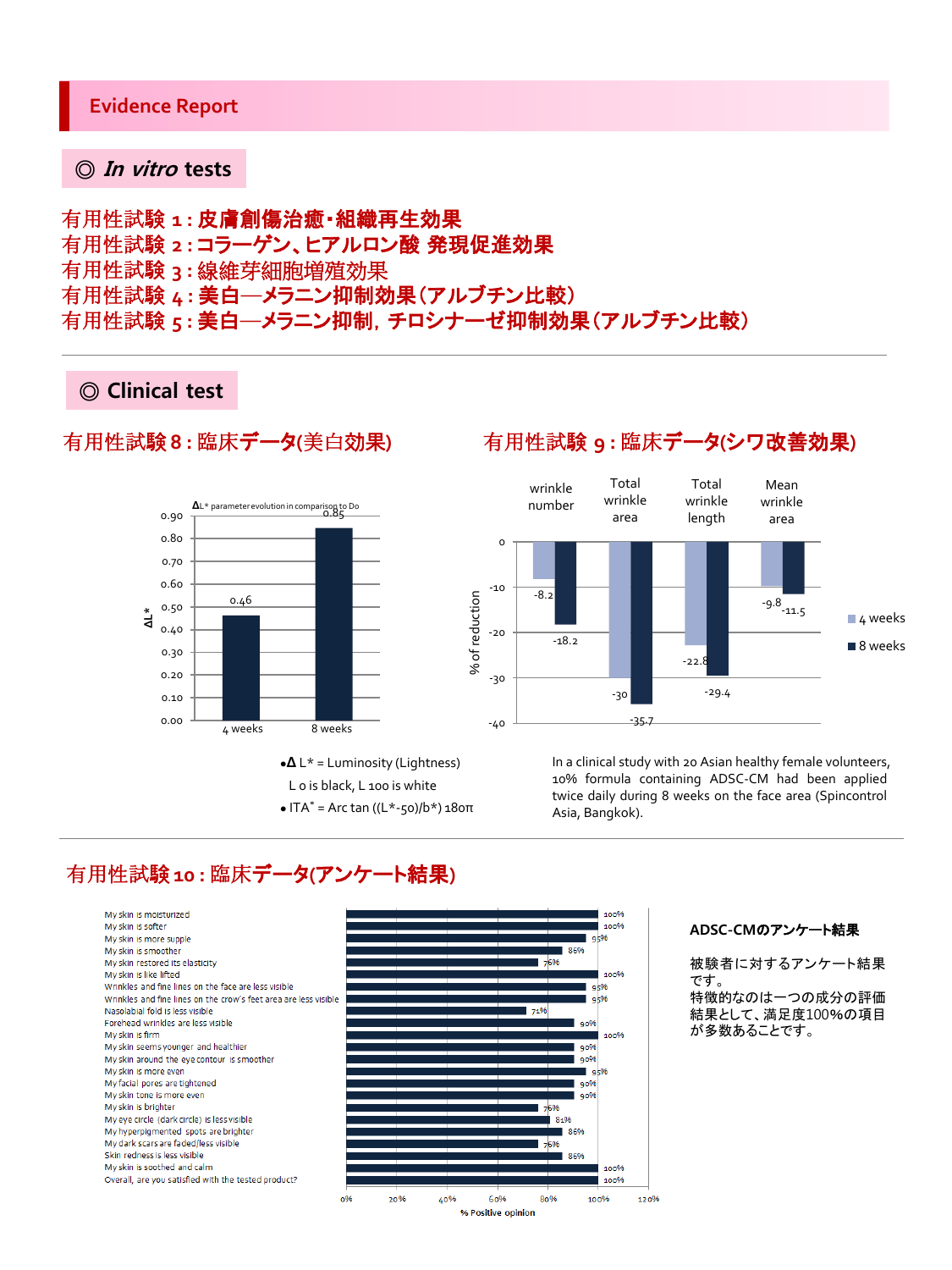# Evidence Report

## ◎ *In vitro* tests

有用性試験 1 : 皮膚創傷治癒・組織再生効果
有用性試験 2 : コラーゲン、ヒアルロン酸 発現促進効果
有用性試験 3 : 線維芽細胞増殖効果
有用性試験 4 : 美白—メラニン抑制効果（アルブチン比較）
有用性試験 5 : 美白—メラニン抑制, チロシナーゼ抑制効果（アルブチン比較）

---

## ◎ Clinical test

### 有用性試験 8 : 臨床データ(美白効果)

ΔL* parameter evolution in comparison to Do

ΔL*

0.90
0.80
0.70
0.60
0.50
0.40
0.30
0.20
0.10
0.00

0.46
0.85

4 weeks
8 weeks

- Δ L* = Luminosity (Lightness)
  L 0 is black, L 100 is white
- ITA° = Arc tan ((L*-50)/b*) 180π

### 有用性試験 9 : 臨床データ(シワ改善効果)

wrinkle number
Total wrinkle area
Total wrinkle length
Mean wrinkle area

% of reduction

0
-10
-20
-30
-40

-8.2
-18.2
-30
-35.7
-22.8
-29.4
-9.8
-11.5

4 weeks
8 weeks

In a clinical study with 20 Asian healthy female volunteers, 10% formula containing ADSC-CM had been applied twice daily during 8 weeks on the face area (Spincontrol Asia, Bangkok).

---

### 有用性試験 10 : 臨床データ(アンケート結果)

My skin is moisturized — 100%
My skin is softer — 100%
My skin is more supple — 95%
My skin is smoother — 86%
My skin restored its elasticity — 76%
My skin is like lifted — 100%
Wrinkles and fine lines on the face are less visible — 95%
Wrinkles and fine lines on the crow's feet area are less visible — 95%
Nasolabial fold is less visible — 71%
Forehead wrinkles are less visible — 90%
My skin is firm — 100%
My skin seems younger and healthier — 90%
My skin around the eye contour is smoother — 90%
My skin is more even — 95%
My facial pores are tightened — 90%
My skin tone is more even — 90%
My skin is brighter — 76%
My eye circle (dark circle) is less visible — 81%
My hyperpigmented spots are brighter — 86%
My dark scars are faded/less visible — 76%
Skin redness is less visible — 86%
My skin is soothed and calm — 100%
Overall, are you satisfied with the tested product? — 100%

0%
20%
40%
60%
80%
100%
120%

% Positive opinion

**ADSC-CMのアンケート結果**

被験者に対するアンケート結果です。
特徴的なのは一つの成分の評価結果として、満足度100%の項目が多数あることです。